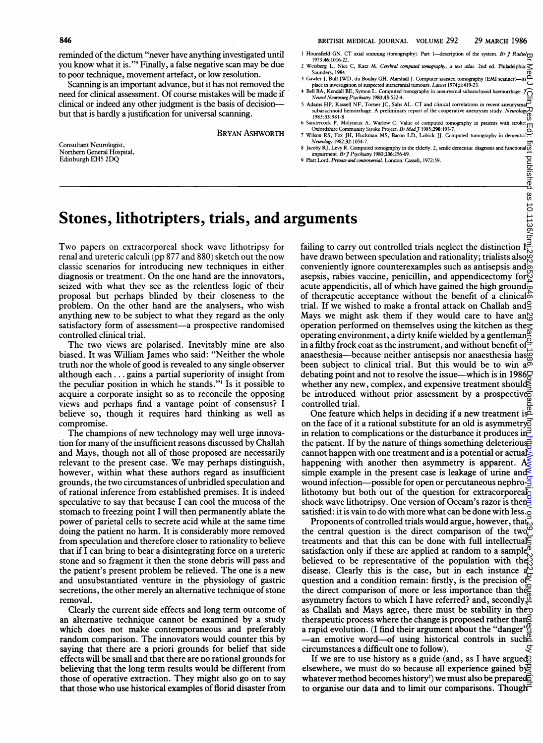reminded of the dictum "never have anything investigated until you know what it is."[9] Finally, a false negative scan may be due to poor technique, movement artefact, or low resolution.

Scanning is an important advance, but it has not removed the need for clinical assessment. Of course mistakes will be made if clinical or indeed any other judgment is the basis of decision—but that is hardly a justification for universal scanning.

BRYAN ASHWORTH

Consultant Neurologist,
Northern General Hospital,
Edinburgh EH5 2DQ

1 Hounsfield GN. CT axial scanning (tomography). Part 1—description of the system. *Br J Radiol* 1973;46:1016-22.
2 Weisberg L, Nice C, Katz M. *Cerebral computed tomography, a text atlas*. 2nd ed. Philadelphia: Saunders, 1984.
3 Gawler J, Bull JWD, du Boulay GH, Marshall J. Computer assisted tomography (EMI scanner)—its place in investigation of suspected intracranial tumours. *Lancet* 1974;ii:419-23.
4 Bell BA, Kendall BE, Symon L. Computed tomography in aneurysmal subarachnoid haemorrhage. *J Neurol Neurosurg Psychiatry* 1980;43:522-4.
5 Adams HP, Kassell NF, Torner JC, Sahs AL. CT and clinical correlations in recent aneurysmal subarachnoid hemorrhage. A preliminary report of the cooperative aneurysm study. *Neurology* 1983;33:981-8.
6 Sandercock P, Molyneux A, Warlow C. Value of computed tomography in patients with stroke: Oxfordshire Community Stroke Project. *Br Med J* 1985;290:193-7.
7 Wilson RS, Fox JH, Huckman MS, Bacon LD, Lobick JJ. Computed tomography in dementia. *Neurology* 1982;32:1054-7.
8 Jacoby RJ, Levy R. Computed tomography in the elderly. 2, senile dementia: diagnosis and functional impairment. *Br J Psychiatry* 1980;136:256-69.
9 Platt Lord. *Private and controversial*. London: Cassell, 1972:59.

# Stones, lithotripters, trials, and arguments

Two papers on extracorporeal shock wave lithotripsy for renal and ureteric calculi (pp 877 and 880) sketch out the now classic scenarios for introducing new techniques in either diagnosis or treatment. On the one hand are the innovators, seized with what they see as the relentless logic of their proposal but perhaps blinded by their closeness to the problem. On the other hand are the analysers, who wish anything new to be subject to what they regard as the only satisfactory form of assessment—a prospective randomised controlled clinical trial.

The two views are polarised. Inevitably mine are also biased. It was William James who said: "Neither the whole truth nor the whole of good is revealed to any single observer although each . . . gains a partial superiority of insight from the peculiar position in which he stands."[1] Is it possible to acquire a corporate insight so as to reconcile the opposing views and perhaps find a vantage point of consensus? I believe so, though it requires hard thinking as well as compromise.

The champions of new technology may well urge innovation for many of the insufficient reasons discussed by Challah and Mays, though not all of those proposed are necessarily relevant to the present case. We may perhaps distinguish, however, within what these authors regard as insufficient grounds, the two circumstances of unbridled speculation and of rational inference from established premises. It is indeed speculative to say that because I can cool the mucosa of the stomach to freezing point I will then permanently ablate the power of parietal cells to secrete acid while at the same time doing the patient no harm. It is considerably more removed from speculation and therefore closer to rationality to believe that if I can bring to bear a disintegrating force on a ureteric stone and so fragment it then the stone debris will pass and the patient's present problem be relieved. The one is a new and unsubstantiated venture in the physiology of gastric secretions, the other merely an alternative technique of stone removal.

Clearly the current side effects and long term outcome of an alternative technique cannot be examined by a study which does not make contemporaneous and preferably random comparison. The innovators would counter this by saying that there are a priori grounds for belief that side effects will be small and that there are no rational grounds for believing that the long term results would be different from those of operative extraction. They might also go on to say that those who use historical examples of florid disaster from failing to carry out controlled trials neglect the distinction I have drawn between speculation and rationality; trialists also conveniently ignore counterexamples such as antisepsis and asepsis, rabies vaccine, penicillin, and appendicectomy for acute appendicitis, all of which have gained the high ground of therapeutic acceptance without the benefit of a clinical trial. If we wished to make a frontal attack on Challah and Mays we might ask them if they would care to have an operation performed on themselves using the kitchen as the operating environment, a dirty knife wielded by a gentleman in a filthy frock coat as the instrument, and without benefit of anaesthesia—because neither antisepsis nor anaesthesia has been subject to clinical trial. But this would be to win a debating point and not to resolve the issue—which is in 1986 whether any new, complex, and expensive treatment should be introduced without prior assessment by a prospective controlled trial.

One feature which helps in deciding if a new treatment is on the face of it a rational substitute for an old is asymmetry in relation to complications or the disturbance it produces in the patient. If by the nature of things something deleterious cannot happen with one treatment and is a potential or actual happening with another then asymmetry is apparent. A simple example in the present case is leakage of urine and wound infection—possible for open or percutaneous nephrolithotomy but both out of the question for extracorporeal shock wave lithotripsy. One version of Occam's razor is then satisfied: it is vain to do with more what can be done with less.

Proponents of controlled trials would argue, however, that the central question is the direct comparison of the two treatments and that this can be done with full intellectual satisfaction only if these are applied at random to a sample believed to be representative of the population with the disease. Clearly this is the case, but in each instance a question and a condition remain: firstly, is the precision of the direct comparison of more or less importance than the asymmetry factors to which I have referred? and, secondly, as Challah and Mays agree, there must be stability in the therapeutic process where the change is proposed rather than a rapid evolution. (I find their argument about the "danger"—an emotive word—of using historical controls in such circumstances a difficult one to follow).

If we are to use history as a guide (and, as I have argued elsewhere, we must do so because all experience gained by whatever method becomes history[2]) we must also be prepared to organise our data and to limit our comparisons. Though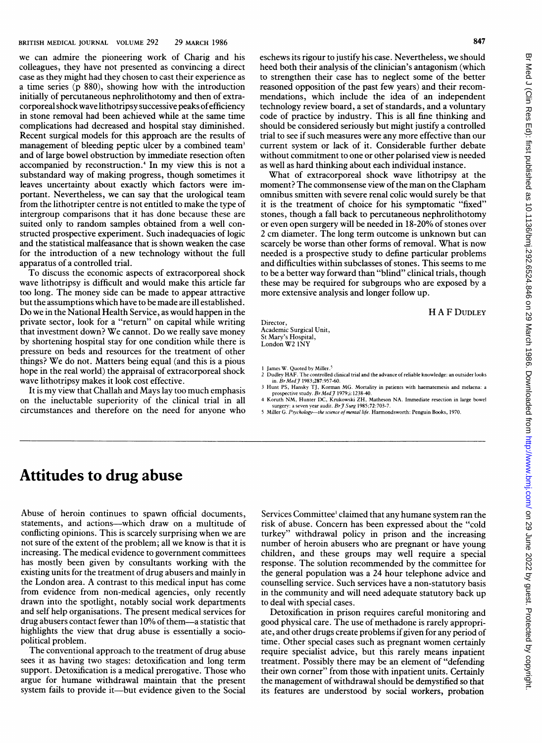we can admire the pioneering work of Charig and his colleagues, they have not presented as convincing a direct case as they might had they chosen to cast their experience as a time series (p 880), showing how with the introduction initially of percutaneous nephrolithotomy and then of extracorporeal shock wave lithotripsy successive peaks of efficiency in stone removal had been achieved while at the same time complications had decreased and hospital stay diminished. Recent surgical models for this approach are the results of management of bleeding peptic ulcer by a combined team[3] and of large bowel obstruction by immediate resection often accompanied by reconstruction.[4] In my view this is not a substandard way of making progress, though sometimes it leaves uncertainty about exactly which factors were important. Nevertheless, we can say that the urological team from the lithotripter centre is not entitled to make the type of intergroup comparisons that it has done because these are suited only to random samples obtained from a well constructed prospective experiment. Such inadequacies of logic and the statistical malfeasance that is shown weaken the case for the introduction of a new technology without the full apparatus of a controlled trial.

To discuss the economic aspects of extracorporeal shock wave lithotripsy is difficult and would make this article far too long. The money side can be made to appear attractive but the assumptions which have to be made are ill established. Do we in the National Health Service, as would happen in the private sector, look for a "return" on capital while writing that investment down? We cannot. Do we really save money by shortening hospital stay for one condition while there is pressure on beds and resources for the treatment of other things? We do not. Matters being equal (and this is a pious hope in the real world) the appraisal of extracorporeal shock wave lithotripsy makes it look cost effective.

It is my view that Challah and Mays lay too much emphasis on the ineluctable superiority of the clinical trial in all circumstances and therefore on the need for anyone who eschews its rigour to justify his case. Nevertheless, we should heed both their analysis of the clinician's antagonism (which to strengthen their case has to neglect some of the better reasoned opposition of the past few years) and their recommendations, which include the idea of an independent technology review board, a set of standards, and a voluntary code of practice by industry. This is all fine thinking and should be considered seriously but might justify a controlled trial to see if such measures were any more effective than our current system or lack of it. Considerable further debate without commitment to one or other polarised view is needed as well as hard thinking about each individual instance.

What of extracorporeal shock wave lithotripsy at the moment? The commonsense view of the man on the Clapham omnibus smitten with severe renal colic would surely be that it is the treatment of choice for his symptomatic "fixed" stones, though a fall back to percutaneous nephrolithotomy or even open surgery will be needed in 18-20% of stones over 2 cm diameter. The long term outcome is unknown but can scarcely be worse than other forms of removal. What is now needed is a prospective study to define particular problems and difficulties within subclasses of stones. This seems to me to be a better way forward than "blind" clinical trials, though these may be required for subgroups who are exposed by a more extensive analysis and longer follow up.

H A F DUDLEY

Director,
Academic Surgical Unit,
St Mary's Hospital,
London W2 1NY

1 James W. Quoted by Miller.[5]
2 Dudley HAF. The controlled clinical trial and the advance of reliable knowledge: an outsider looks in. *Br Med J* 1983;287:957-60.
3 Hunt PS, Hansky TJ, Korman MG. Mortality in patients with haematemesis and melaena: a prospective study. *Br Med J* 1979;i:1238-40.
4 Koruth NM, Hunter DC, Krukowski ZH, Matheson NA. Immediate resection in large bowel surgery: a seven year audit. *Br J Surg* 1985;72:703-7.
5 Miller G. *Psychology—the science of mental life.* Harmondsworth: Penguin Books, 1970.

# Attitudes to drug abuse

Abuse of heroin continues to spawn official documents, statements, and actions—which draw on a multitude of conflicting opinions. This is scarcely surprising when we are not sure of the extent of the problem; all we know is that it is increasing. The medical evidence to government committees has mostly been given by consultants working with the existing units for the treatment of drug abusers and mainly in the London area. A contrast to this medical input has come from evidence from non-medical agencies, only recently drawn into the spotlight, notably social work departments and self help organisations. The present medical services for drug abusers contact fewer than 10% of them—a statistic that highlights the view that drug abuse is essentially a sociopolitical problem.

The conventional approach to the treatment of drug abuse sees it as having two stages: detoxification and long term support. Detoxification is a medical prerogative. Those who argue for humane withdrawal maintain that the present system fails to provide it—but evidence given to the Social Services Committee[1] claimed that any humane system ran the risk of abuse. Concern has been expressed about the "cold turkey" withdrawal policy in prison and the increasing number of heroin abusers who are pregnant or have young children, and these groups may well require a special response. The solution recommended by the committee for the general population was a 24 hour telephone advice and counselling service. Such services have a non-statutory basis in the community and will need adequate statutory back up to deal with special cases.

Detoxification in prison requires careful monitoring and good physical care. The use of methadone is rarely appropriate, and other drugs create problems if given for any period of time. Other special cases such as pregnant women certainly require specialist advice, but this rarely means inpatient treatment. Possibly there may be an element of "defending their own corner" from those with inpatient units. Certainly the management of withdrawal should be demystified so that its features are understood by social workers, probation